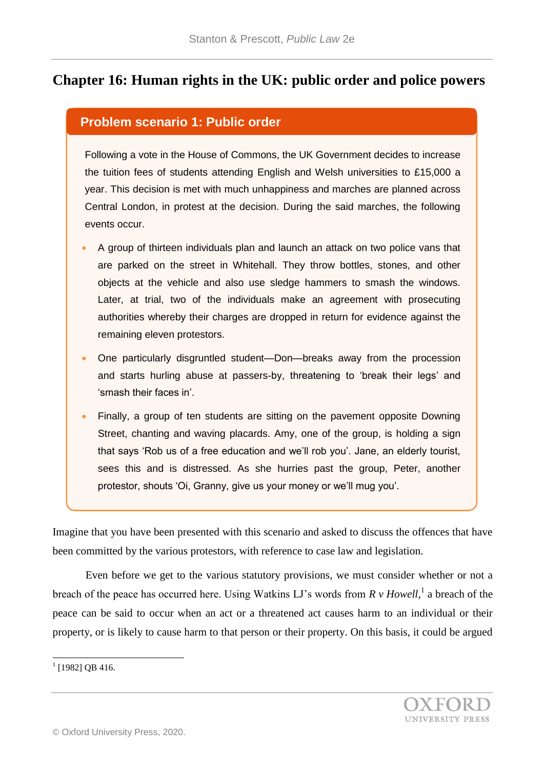# Chapter 16: Human rights in the UK: public order and police powers

## Problem scenario 1: Public order

Following a vote in the House of Commons, the UK Government decides to increase the tuition fees of students attending English and Welsh universities to £15,000 a year. This decision is met with much unhappiness and marches are planned across Central London, in protest at the decision. During the said marches, the following events occur.

- A group of thirteen individuals plan and launch an attack on two police vans that are parked on the street in Whitehall. They throw bottles, stones, and other objects at the vehicle and also use sledge hammers to smash the windows. Later, at trial, two of the individuals make an agreement with prosecuting authorities whereby their charges are dropped in return for evidence against the remaining eleven protestors.
- One particularly disgruntled student—Don—breaks away from the procession and starts hurling abuse at passers-by, threatening to 'break their legs' and 'smash their faces in'.
- Finally, a group of ten students are sitting on the pavement opposite Downing Street, chanting and waving placards. Amy, one of the group, is holding a sign that says 'Rob us of a free education and we'll rob you'. Jane, an elderly tourist, sees this and is distressed. As she hurries past the group, Peter, another protestor, shouts 'Oi, Granny, give us your money or we'll mug you'.

Imagine that you have been presented with this scenario and asked to discuss the offences that have been committed by the various protestors, with reference to case law and legislation.

Even before we get to the various statutory provisions, we must consider whether or not a breach of the peace has occurred here. Using Watkins LJ's words from *R v Howell*,[1] a breach of the peace can be said to occur when an act or a threatened act causes harm to an individual or their property, or is likely to cause harm to that person or their property. On this basis, it could be argued

[1] [1982] QB 416.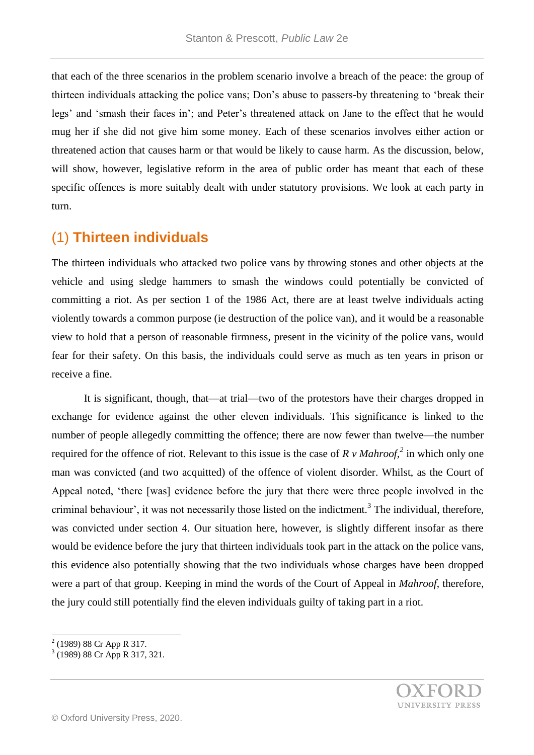that each of the three scenarios in the problem scenario involve a breach of the peace: the group of thirteen individuals attacking the police vans; Don's abuse to passers-by threatening to 'break their legs' and 'smash their faces in'; and Peter's threatened attack on Jane to the effect that he would mug her if she did not give him some money. Each of these scenarios involves either action or threatened action that causes harm or that would be likely to cause harm. As the discussion, below, will show, however, legislative reform in the area of public order has meant that each of these specific offences is more suitably dealt with under statutory provisions. We look at each party in turn.

## (1) Thirteen individuals

The thirteen individuals who attacked two police vans by throwing stones and other objects at the vehicle and using sledge hammers to smash the windows could potentially be convicted of committing a riot. As per section 1 of the 1986 Act, there are at least twelve individuals acting violently towards a common purpose (ie destruction of the police van), and it would be a reasonable view to hold that a person of reasonable firmness, present in the vicinity of the police vans, would fear for their safety. On this basis, the individuals could serve as much as ten years in prison or receive a fine.

It is significant, though, that—at trial—two of the protestors have their charges dropped in exchange for evidence against the other eleven individuals. This significance is linked to the number of people allegedly committing the offence; there are now fewer than twelve—the number required for the offence of riot. Relevant to this issue is the case of *R v Mahroof*,[2] in which only one man was convicted (and two acquitted) of the offence of violent disorder. Whilst, as the Court of Appeal noted, 'there [was] evidence before the jury that there were three people involved in the criminal behaviour', it was not necessarily those listed on the indictment.[3] The individual, therefore, was convicted under section 4. Our situation here, however, is slightly different insofar as there would be evidence before the jury that thirteen individuals took part in the attack on the police vans, this evidence also potentially showing that the two individuals whose charges have been dropped were a part of that group. Keeping in mind the words of the Court of Appeal in *Mahroof*, therefore, the jury could still potentially find the eleven individuals guilty of taking part in a riot.

---

[2] (1989) 88 Cr App R 317.

[3] (1989) 88 Cr App R 317, 321.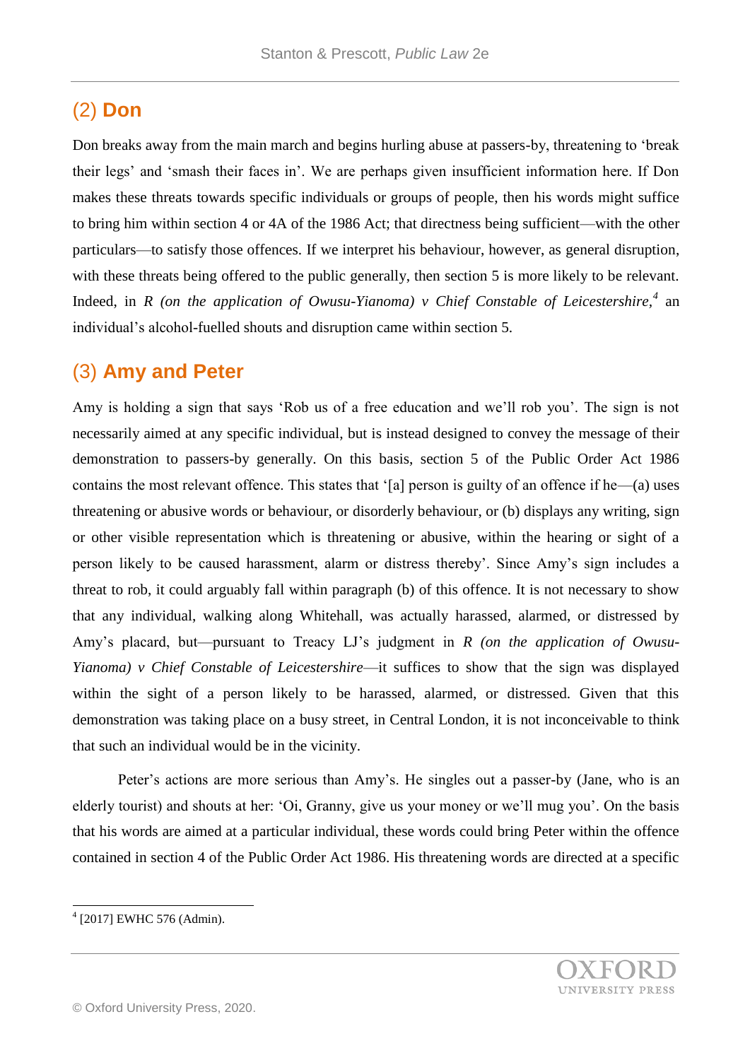## (2) Don

Don breaks away from the main march and begins hurling abuse at passers-by, threatening to 'break their legs' and 'smash their faces in'. We are perhaps given insufficient information here. If Don makes these threats towards specific individuals or groups of people, then his words might suffice to bring him within section 4 or 4A of the 1986 Act; that directness being sufficient—with the other particulars—to satisfy those offences. If we interpret his behaviour, however, as general disruption, with these threats being offered to the public generally, then section 5 is more likely to be relevant. Indeed, in *R (on the application of Owusu-Yianoma) v Chief Constable of Leicestershire*,[4] an individual's alcohol-fuelled shouts and disruption came within section 5.

## (3) Amy and Peter

Amy is holding a sign that says 'Rob us of a free education and we'll rob you'. The sign is not necessarily aimed at any specific individual, but is instead designed to convey the message of their demonstration to passers-by generally. On this basis, section 5 of the Public Order Act 1986 contains the most relevant offence. This states that '[a] person is guilty of an offence if he—(a) uses threatening or abusive words or behaviour, or disorderly behaviour, or (b) displays any writing, sign or other visible representation which is threatening or abusive, within the hearing or sight of a person likely to be caused harassment, alarm or distress thereby'. Since Amy's sign includes a threat to rob, it could arguably fall within paragraph (b) of this offence. It is not necessary to show that any individual, walking along Whitehall, was actually harassed, alarmed, or distressed by Amy's placard, but—pursuant to Treacy LJ's judgment in *R (on the application of Owusu-Yianoma) v Chief Constable of Leicestershire*—it suffices to show that the sign was displayed within the sight of a person likely to be harassed, alarmed, or distressed. Given that this demonstration was taking place on a busy street, in Central London, it is not inconceivable to think that such an individual would be in the vicinity.

Peter's actions are more serious than Amy's. He singles out a passer-by (Jane, who is an elderly tourist) and shouts at her: 'Oi, Granny, give us your money or we'll mug you'. On the basis that his words are aimed at a particular individual, these words could bring Peter within the offence contained in section 4 of the Public Order Act 1986. His threatening words are directed at a specific

---

[4] [2017] EWHC 576 (Admin).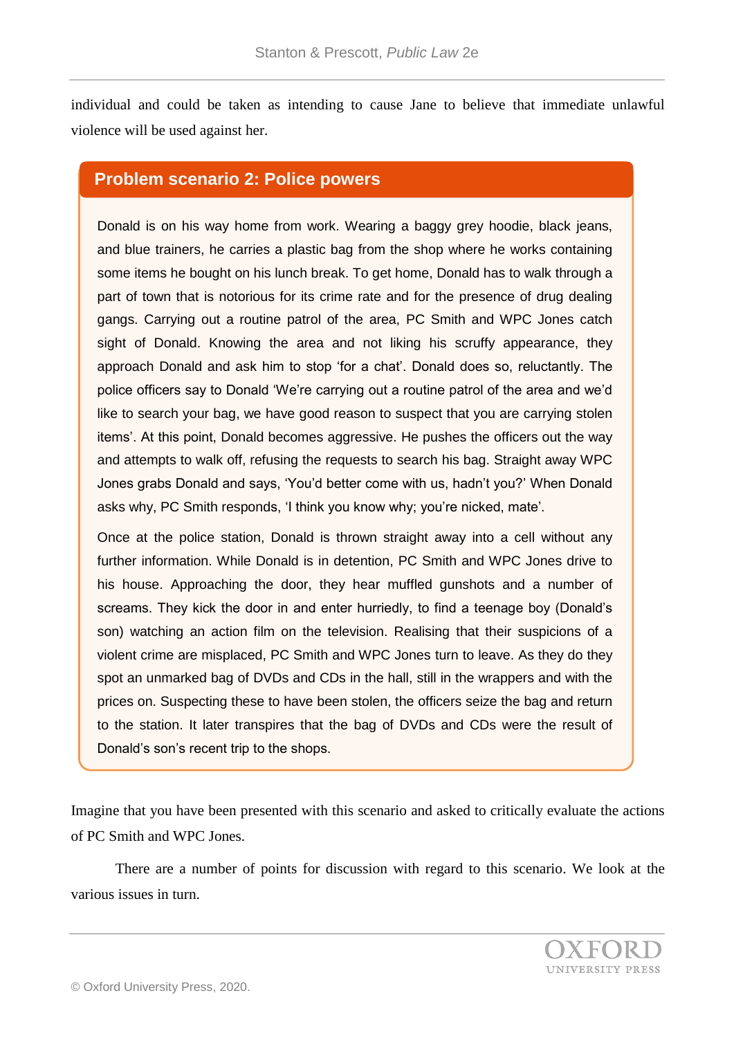individual and could be taken as intending to cause Jane to believe that immediate unlawful violence will be used against her.

## Problem scenario 2: Police powers

Donald is on his way home from work. Wearing a baggy grey hoodie, black jeans, and blue trainers, he carries a plastic bag from the shop where he works containing some items he bought on his lunch break. To get home, Donald has to walk through a part of town that is notorious for its crime rate and for the presence of drug dealing gangs. Carrying out a routine patrol of the area, PC Smith and WPC Jones catch sight of Donald. Knowing the area and not liking his scruffy appearance, they approach Donald and ask him to stop 'for a chat'. Donald does so, reluctantly. The police officers say to Donald 'We're carrying out a routine patrol of the area and we'd like to search your bag, we have good reason to suspect that you are carrying stolen items'. At this point, Donald becomes aggressive. He pushes the officers out the way and attempts to walk off, refusing the requests to search his bag. Straight away WPC Jones grabs Donald and says, 'You'd better come with us, hadn't you?' When Donald asks why, PC Smith responds, 'I think you know why; you're nicked, mate'.

Once at the police station, Donald is thrown straight away into a cell without any further information. While Donald is in detention, PC Smith and WPC Jones drive to his house. Approaching the door, they hear muffled gunshots and a number of screams. They kick the door in and enter hurriedly, to find a teenage boy (Donald's son) watching an action film on the television. Realising that their suspicions of a violent crime are misplaced, PC Smith and WPC Jones turn to leave. As they do they spot an unmarked bag of DVDs and CDs in the hall, still in the wrappers and with the prices on. Suspecting these to have been stolen, the officers seize the bag and return to the station. It later transpires that the bag of DVDs and CDs were the result of Donald's son's recent trip to the shops.

Imagine that you have been presented with this scenario and asked to critically evaluate the actions of PC Smith and WPC Jones.

There are a number of points for discussion with regard to this scenario. We look at the various issues in turn.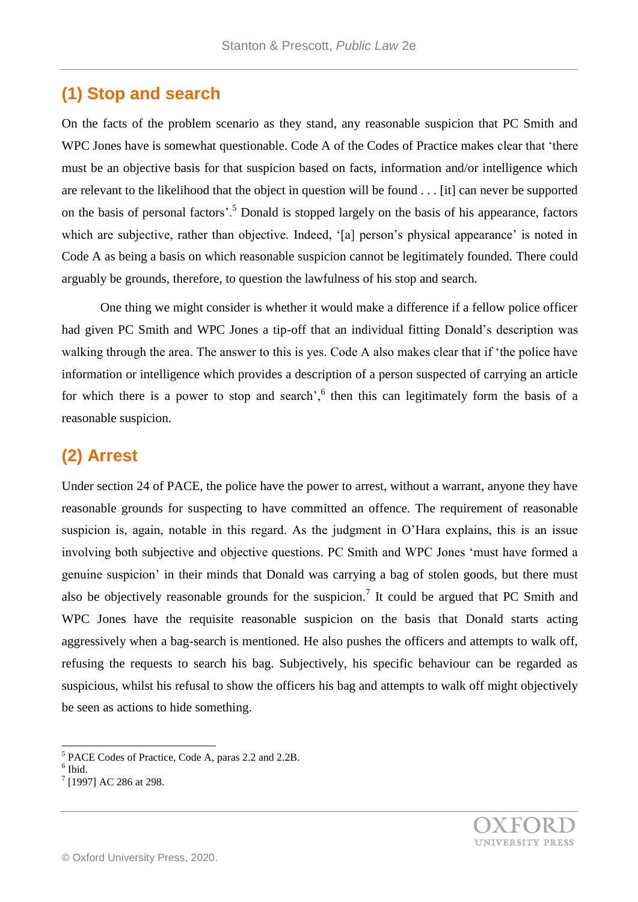## (1) Stop and search

On the facts of the problem scenario as they stand, any reasonable suspicion that PC Smith and WPC Jones have is somewhat questionable. Code A of the Codes of Practice makes clear that 'there must be an objective basis for that suspicion based on facts, information and/or intelligence which are relevant to the likelihood that the object in question will be found . . . [it] can never be supported on the basis of personal factors'.[5] Donald is stopped largely on the basis of his appearance, factors which are subjective, rather than objective. Indeed, '[a] person's physical appearance' is noted in Code A as being a basis on which reasonable suspicion cannot be legitimately founded. There could arguably be grounds, therefore, to question the lawfulness of his stop and search.

One thing we might consider is whether it would make a difference if a fellow police officer had given PC Smith and WPC Jones a tip-off that an individual fitting Donald's description was walking through the area. The answer to this is yes. Code A also makes clear that if 'the police have information or intelligence which provides a description of a person suspected of carrying an article for which there is a power to stop and search',[6] then this can legitimately form the basis of a reasonable suspicion.

## (2) Arrest

Under section 24 of PACE, the police have the power to arrest, without a warrant, anyone they have reasonable grounds for suspecting to have committed an offence. The requirement of reasonable suspicion is, again, notable in this regard. As the judgment in O'Hara explains, this is an issue involving both subjective and objective questions. PC Smith and WPC Jones 'must have formed a genuine suspicion' in their minds that Donald was carrying a bag of stolen goods, but there must also be objectively reasonable grounds for the suspicion.[7] It could be argued that PC Smith and WPC Jones have the requisite reasonable suspicion on the basis that Donald starts acting aggressively when a bag-search is mentioned. He also pushes the officers and attempts to walk off, refusing the requests to search his bag. Subjectively, his specific behaviour can be regarded as suspicious, whilst his refusal to show the officers his bag and attempts to walk off might objectively be seen as actions to hide something.

---

[5] PACE Codes of Practice, Code A, paras 2.2 and 2.2B.

[6] Ibid.

[7] [1997] AC 286 at 298.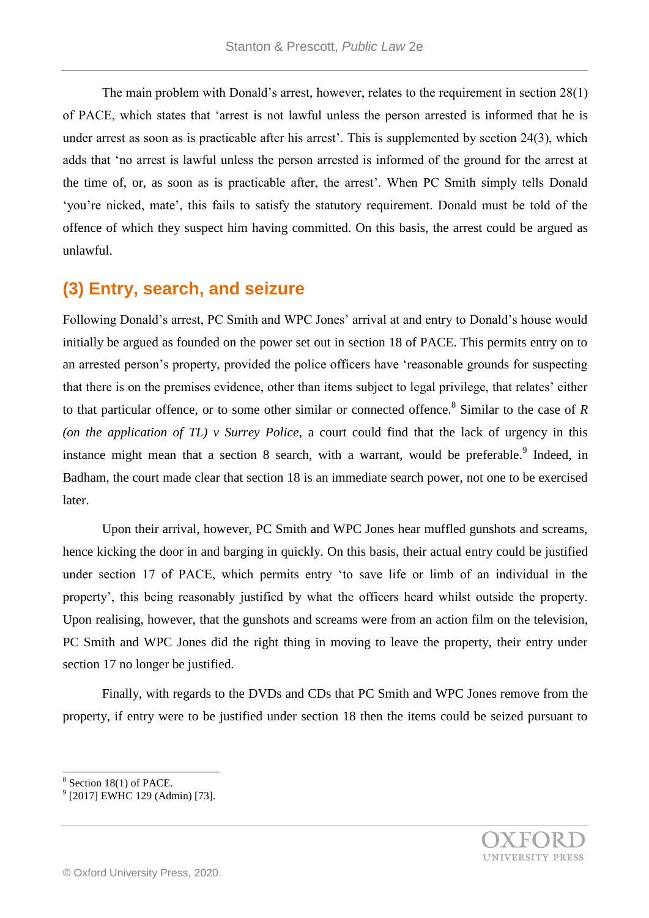The main problem with Donald's arrest, however, relates to the requirement in section 28(1) of PACE, which states that 'arrest is not lawful unless the person arrested is informed that he is under arrest as soon as is practicable after his arrest'. This is supplemented by section 24(3), which adds that 'no arrest is lawful unless the person arrested is informed of the ground for the arrest at the time of, or, as soon as is practicable after, the arrest'. When PC Smith simply tells Donald 'you're nicked, mate', this fails to satisfy the statutory requirement. Donald must be told of the offence of which they suspect him having committed. On this basis, the arrest could be argued as unlawful.

## (3) Entry, search, and seizure

Following Donald's arrest, PC Smith and WPC Jones' arrival at and entry to Donald's house would initially be argued as founded on the power set out in section 18 of PACE. This permits entry on to an arrested person's property, provided the police officers have 'reasonable grounds for suspecting that there is on the premises evidence, other than items subject to legal privilege, that relates' either to that particular offence, or to some other similar or connected offence.[8] Similar to the case of *R (on the application of TL) v Surrey Police*, a court could find that the lack of urgency in this instance might mean that a section 8 search, with a warrant, would be preferable.[9] Indeed, in Badham, the court made clear that section 18 is an immediate search power, not one to be exercised later.

Upon their arrival, however, PC Smith and WPC Jones hear muffled gunshots and screams, hence kicking the door in and barging in quickly. On this basis, their actual entry could be justified under section 17 of PACE, which permits entry 'to save life or limb of an individual in the property', this being reasonably justified by what the officers heard whilst outside the property. Upon realising, however, that the gunshots and screams were from an action film on the television, PC Smith and WPC Jones did the right thing in moving to leave the property, their entry under section 17 no longer be justified.

Finally, with regards to the DVDs and CDs that PC Smith and WPC Jones remove from the property, if entry were to be justified under section 18 then the items could be seized pursuant to

---

[8] Section 18(1) of PACE.

[9] [2017] EWHC 129 (Admin) [73].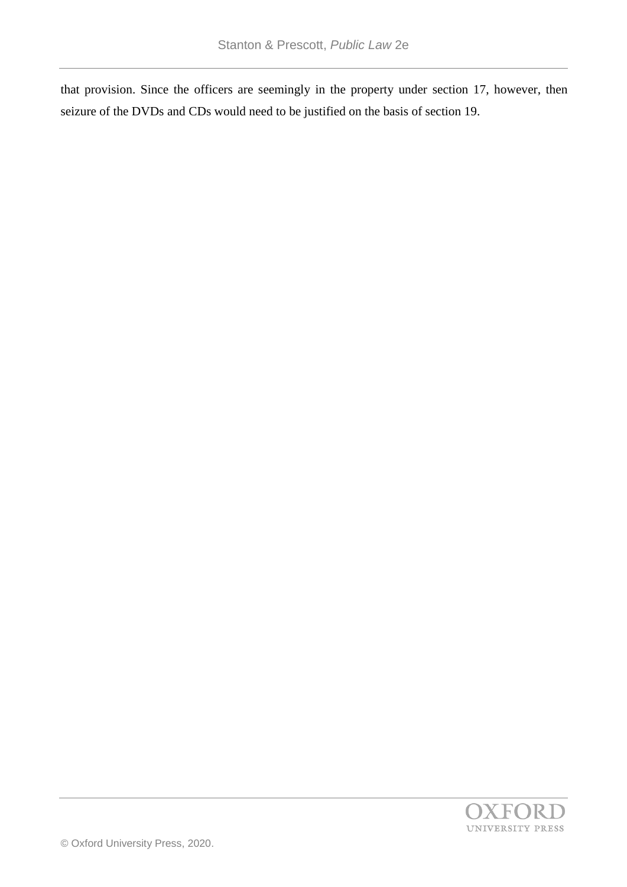that provision. Since the officers are seemingly in the property under section 17, however, then seizure of the DVDs and CDs would need to be justified on the basis of section 19.